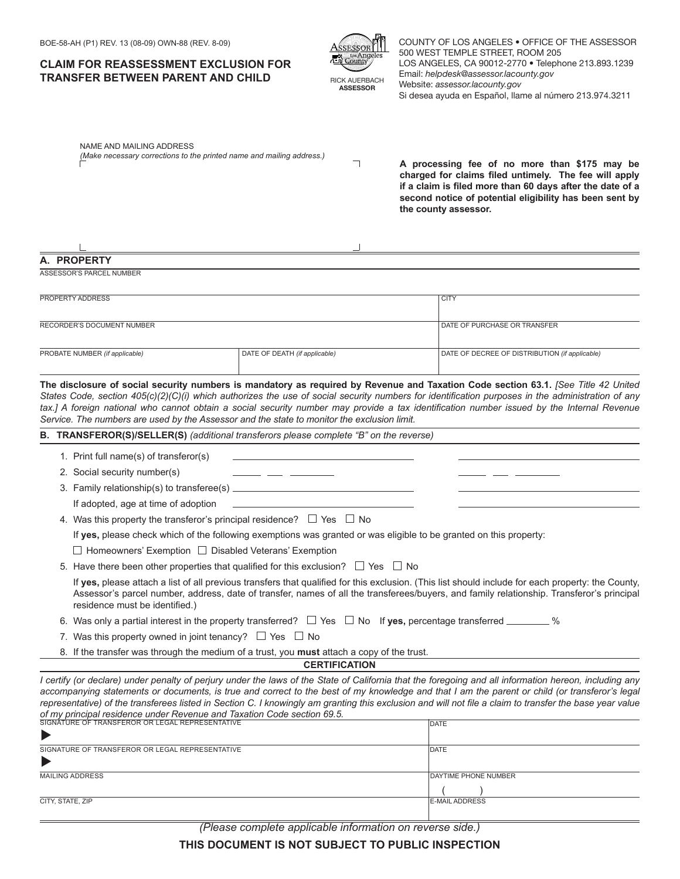BOE-58-AH (P1) REV. 13 (08-09) OWN-88 (REV. 8-09)

# CLAIM FOR REASSESSMENT EXCLUSION FOR TRANSFER BETWEEN PARENT AND CHILD

RICK AUERBACH
**ASSESSOR**

COUNTY OF LOS ANGELES • OFFICE OF THE ASSESSOR
500 WEST TEMPLE STREET, ROOM 205
LOS ANGELES, CA 90012-2770 • Telephone 213.893.1239
Email: *helpdesk@assessor.lacounty.gov*
Website: *assessor.lacounty.gov*
Si desea ayuda en Español, llame al número 213.974.3211

NAME AND MAILING ADDRESS
*(Make necessary corrections to the printed name and mailing address.)*

**A processing fee of no more than $175 may be charged for claims filed untimely. The fee will apply if a claim is filed more than 60 days after the date of a second notice of potential eligibility has been sent by the county assessor.**

## A. PROPERTY

ASSESSOR'S PARCEL NUMBER

| PROPERTY ADDRESS | | CITY |
|---|---|---|
| RECORDER'S DOCUMENT NUMBER | | DATE OF PURCHASE OR TRANSFER |
| PROBATE NUMBER *(if applicable)* | DATE OF DEATH *(if applicable)* | DATE OF DECREE OF DISTRIBUTION *(if applicable)* |

**The disclosure of social security numbers is mandatory as required by Revenue and Taxation Code section 63.1.** *[See Title 42 United States Code, section 405(c)(2)(C)(i) which authorizes the use of social security numbers for identification purposes in the administration of any tax.] A foreign national who cannot obtain a social security number may provide a tax identification number issued by the Internal Revenue Service. The numbers are used by the Assessor and the state to monitor the exclusion limit.*

## B. TRANSFEROR(S)/SELLER(S) *(additional transferors please complete "B" on the reverse)*

1. Print full name(s) of transferor(s) ______________________ ______________________
2. Social security number(s) _____ ___ ________ _____ ___ ________
3. Family relationship(s) to transferee(s) ______________________ ______________________
   If adopted, age at time of adoption ______________________ ______________________
4. Was this property the transferor's principal residence? ☐ Yes ☐ No
   If **yes,** please check which of the following exemptions was granted or was eligible to be granted on this property:
   ☐ Homeowners' Exemption ☐ Disabled Veterans' Exemption
5. Have there been other properties that qualified for this exclusion? ☐ Yes ☐ No
   If **yes,** please attach a list of all previous transfers that qualified for this exclusion. (This list should include for each property: the County, Assessor's parcel number, address, date of transfer, names of all the transferees/buyers, and family relationship. Transferor's principal residence must be identified.)
6. Was only a partial interest in the property transferred? ☐ Yes ☐ No If **yes,** percentage transferred ________ %
7. Was this property owned in joint tenancy? ☐ Yes ☐ No
8. If the transfer was through the medium of a trust, you **must** attach a copy of the trust.

### CERTIFICATION

*I certify (or declare) under penalty of perjury under the laws of the State of California that the foregoing and all information hereon, including any accompanying statements or documents, is true and correct to the best of my knowledge and that I am the parent or child (or transferor's legal representative) of the transferees listed in Section C. I knowingly am granting this exclusion and will not file a claim to transfer the base year value of my principal residence under Revenue and Taxation Code section 69.5.*

| SIGNATURE OF TRANSFEROR OR LEGAL REPRESENTATIVE | DATE |
|---|---|
| ▶ | |
| SIGNATURE OF TRANSFEROR OR LEGAL REPRESENTATIVE | DATE |
| ▶ | |
| MAILING ADDRESS | DAYTIME PHONE NUMBER ( ) |
| CITY, STATE, ZIP | E-MAIL ADDRESS |

*(Please complete applicable information on reverse side.)*

**THIS DOCUMENT IS NOT SUBJECT TO PUBLIC INSPECTION**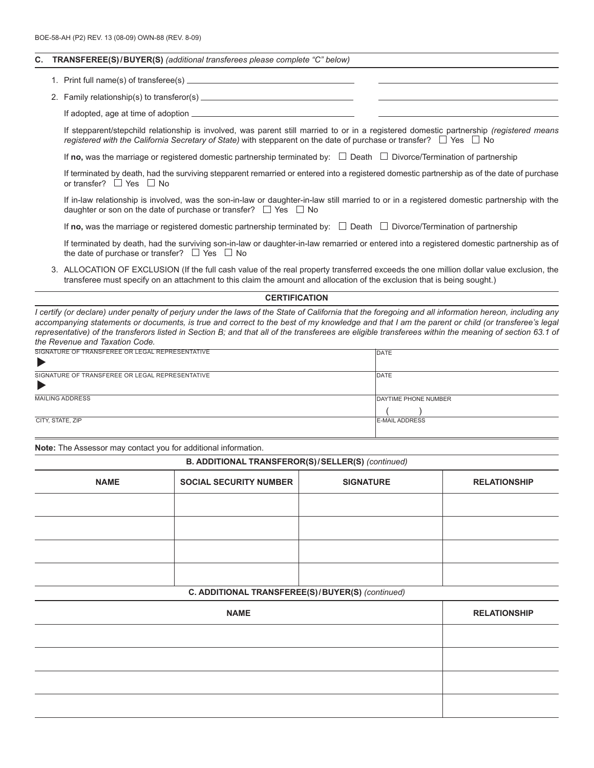## C. TRANSFEREE(S)/BUYER(S) *(additional transferees please complete "C" below)*

1. Print full name(s) of transferee(s) ______________________ ______________________

2. Family relationship(s) to transferor(s) ______________________ ______________________

   If adopted, age at time of adoption ______________________ ______________________

   If stepparent/stepchild relationship is involved, was parent still married to or in a registered domestic partnership *(registered means registered with the California Secretary of State)* with stepparent on the date of purchase or transfer? ☐ Yes ☐ No

   If **no,** was the marriage or registered domestic partnership terminated by: ☐ Death ☐ Divorce/Termination of partnership

   If terminated by death, had the surviving stepparent remarried or entered into a registered domestic partnership as of the date of purchase or transfer? ☐ Yes ☐ No

   If in-law relationship is involved, was the son-in-law or daughter-in-law still married to or in a registered domestic partnership with the daughter or son on the date of purchase or transfer? ☐ Yes ☐ No

   If **no,** was the marriage or registered domestic partnership terminated by: ☐ Death ☐ Divorce/Termination of partnership

   If terminated by death, had the surviving son-in-law or daughter-in-law remarried or entered into a registered domestic partnership as of the date of purchase or transfer? ☐ Yes ☐ No

3. ALLOCATION OF EXCLUSION (If the full cash value of the real property transferred exceeds the one million dollar value exclusion, the transferee must specify on an attachment to this claim the amount and allocation of the exclusion that is being sought.)

### CERTIFICATION

*I certify (or declare) under penalty of perjury under the laws of the State of California that the foregoing and all information hereon, including any accompanying statements or documents, is true and correct to the best of my knowledge and that I am the parent or child (or transferee's legal representative) of the transferors listed in Section B; and that all of the transferees are eligible transferees within the meaning of section 63.1 of the Revenue and Taxation Code.*

| | |
|---|---|
| SIGNATURE OF TRANSFEREE OR LEGAL REPRESENTATIVE ▶ | DATE |
| SIGNATURE OF TRANSFEREE OR LEGAL REPRESENTATIVE ▶ | DATE |
| MAILING ADDRESS | DAYTIME PHONE NUMBER ( ) |
| CITY, STATE, ZIP | E-MAIL ADDRESS |

**Note:** The Assessor may contact you for additional information.

### B. ADDITIONAL TRANSFEROR(S)/SELLER(S) *(continued)*

| NAME | SOCIAL SECURITY NUMBER | SIGNATURE | RELATIONSHIP |
|---|---|---|---|
| | | | |
| | | | |
| | | | |
| | | | |

### C. ADDITIONAL TRANSFEREE(S)/BUYER(S) *(continued)*

| NAME | RELATIONSHIP |
|---|---|
| | |
| | |
| | |
| | |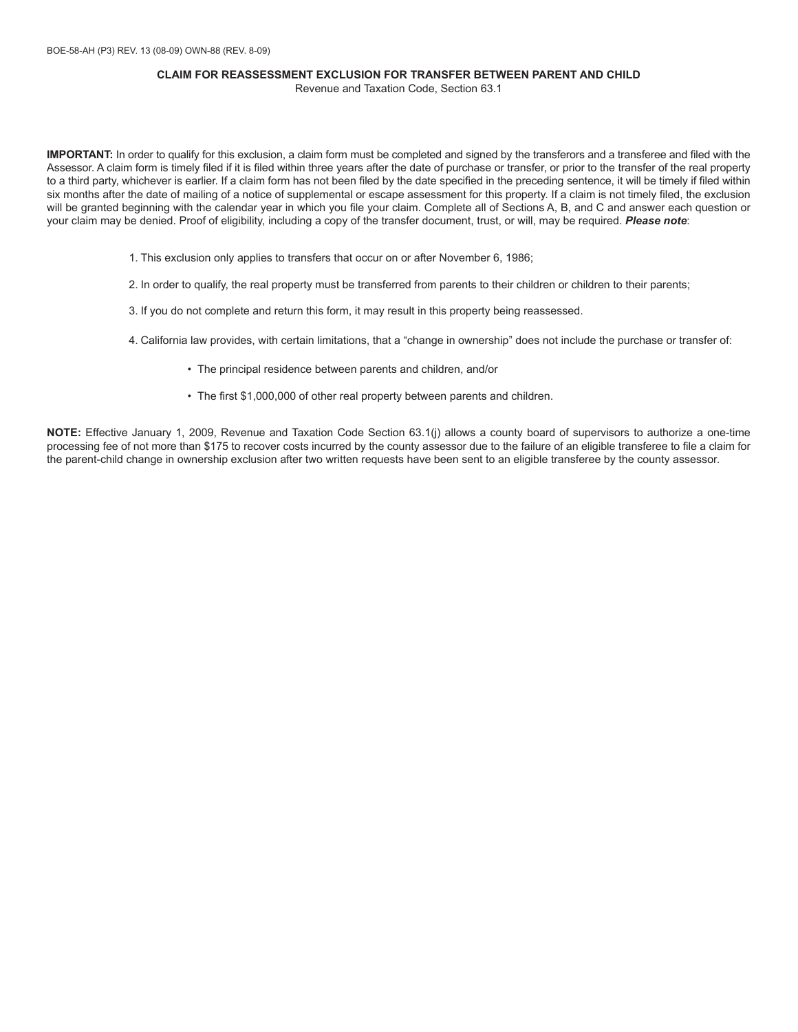**CLAIM FOR REASSESSMENT EXCLUSION FOR TRANSFER BETWEEN PARENT AND CHILD**

Revenue and Taxation Code, Section 63.1

**IMPORTANT:** In order to qualify for this exclusion, a claim form must be completed and signed by the transferors and a transferee and filed with the Assessor. A claim form is timely filed if it is filed within three years after the date of purchase or transfer, or prior to the transfer of the real property to a third party, whichever is earlier. If a claim form has not been filed by the date specified in the preceding sentence, it will be timely if filed within six months after the date of mailing of a notice of supplemental or escape assessment for this property. If a claim is not timely filed, the exclusion will be granted beginning with the calendar year in which you file your claim. Complete all of Sections A, B, and C and answer each question or your claim may be denied. Proof of eligibility, including a copy of the transfer document, trust, or will, may be required. ***Please note***:

1. This exclusion only applies to transfers that occur on or after November 6, 1986;
2. In order to qualify, the real property must be transferred from parents to their children or children to their parents;
3. If you do not complete and return this form, it may result in this property being reassessed.
4. California law provides, with certain limitations, that a "change in ownership" does not include the purchase or transfer of:
   - The principal residence between parents and children, and/or
   - The first $1,000,000 of other real property between parents and children.

**NOTE:** Effective January 1, 2009, Revenue and Taxation Code Section 63.1(j) allows a county board of supervisors to authorize a one-time processing fee of not more than $175 to recover costs incurred by the county assessor due to the failure of an eligible transferee to file a claim for the parent-child change in ownership exclusion after two written requests have been sent to an eligible transferee by the county assessor.